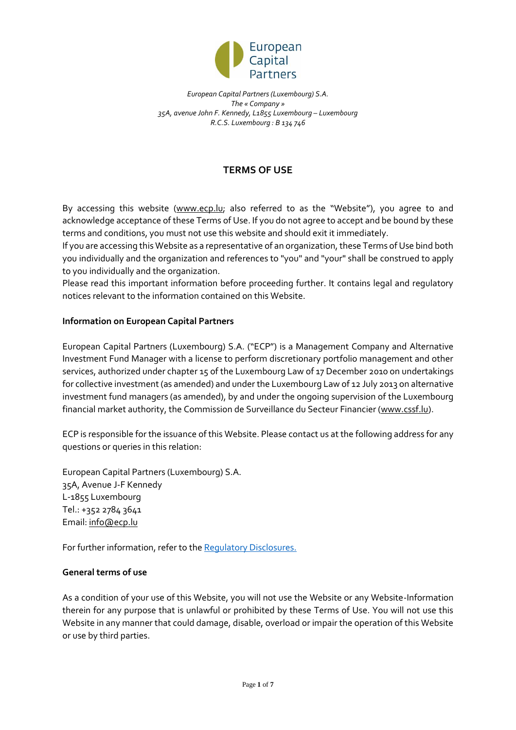European Capital Partners

*European Capital Partners (Luxembourg) S.A.*
*The « Company »*
*35A, avenue John F. Kennedy, L1855 Luxembourg – Luxembourg*
*R.C.S. Luxembourg : B 134 746*

# TERMS OF USE

By accessing this website (www.ecp.lu; also referred to as the "Website"), you agree to and acknowledge acceptance of these Terms of Use. If you do not agree to accept and be bound by these terms and conditions, you must not use this website and should exit it immediately.
If you are accessing this Website as a representative of an organization, these Terms of Use bind both you individually and the organization and references to "you" and "your" shall be construed to apply to you individually and the organization.
Please read this important information before proceeding further. It contains legal and regulatory notices relevant to the information contained on this Website.

**Information on European Capital Partners**

European Capital Partners (Luxembourg) S.A. ("ECP") is a Management Company and Alternative Investment Fund Manager with a license to perform discretionary portfolio management and other services, authorized under chapter 15 of the Luxembourg Law of 17 December 2010 on undertakings for collective investment (as amended) and under the Luxembourg Law of 12 July 2013 on alternative investment fund managers (as amended), by and under the ongoing supervision of the Luxembourg financial market authority, the Commission de Surveillance du Secteur Financier (www.cssf.lu).

ECP is responsible for the issuance of this Website. Please contact us at the following address for any questions or queries in this relation:

European Capital Partners (Luxembourg) S.A.
35A, Avenue J-F Kennedy
L-1855 Luxembourg
Tel.: +352 2784 3641
Email: info@ecp.lu

For further information, refer to the Regulatory Disclosures.

**General terms of use**

As a condition of your use of this Website, you will not use the Website or any Website-Information therein for any purpose that is unlawful or prohibited by these Terms of Use. You will not use this Website in any manner that could damage, disable, overload or impair the operation of this Website or use by third parties.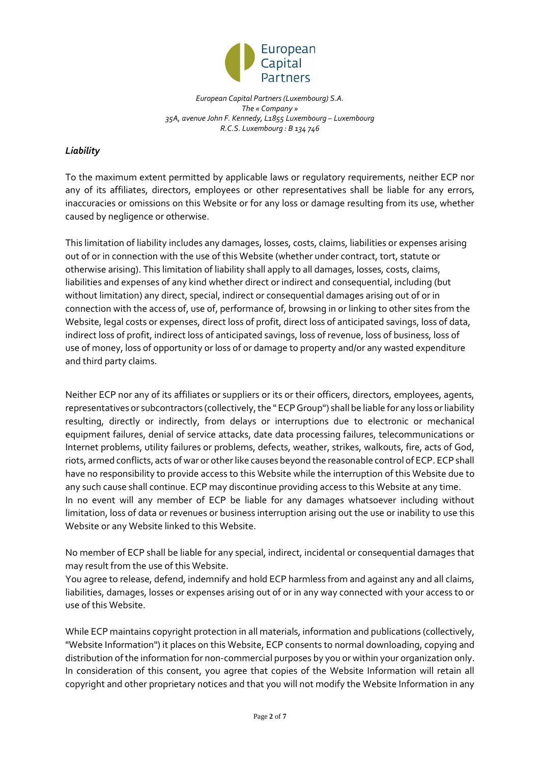*European Capital Partners (Luxembourg) S.A.*
*The « Company »*
*35A, avenue John F. Kennedy, L1855 Luxembourg – Luxembourg*
*R.C.S. Luxembourg : B 134 746*

## *Liability*

To the maximum extent permitted by applicable laws or regulatory requirements, neither ECP nor any of its affiliates, directors, employees or other representatives shall be liable for any errors, inaccuracies or omissions on this Website or for any loss or damage resulting from its use, whether caused by negligence or otherwise.

This limitation of liability includes any damages, losses, costs, claims, liabilities or expenses arising out of or in connection with the use of this Website (whether under contract, tort, statute or otherwise arising). This limitation of liability shall apply to all damages, losses, costs, claims, liabilities and expenses of any kind whether direct or indirect and consequential, including (but without limitation) any direct, special, indirect or consequential damages arising out of or in connection with the access of, use of, performance of, browsing in or linking to other sites from the Website, legal costs or expenses, direct loss of profit, direct loss of anticipated savings, loss of data, indirect loss of profit, indirect loss of anticipated savings, loss of revenue, loss of business, loss of use of money, loss of opportunity or loss of or damage to property and/or any wasted expenditure and third party claims.

Neither ECP nor any of its affiliates or suppliers or its or their officers, directors, employees, agents, representatives or subcontractors (collectively, the " ECP Group") shall be liable for any loss or liability resulting, directly or indirectly, from delays or interruptions due to electronic or mechanical equipment failures, denial of service attacks, date data processing failures, telecommunications or Internet problems, utility failures or problems, defects, weather, strikes, walkouts, fire, acts of God, riots, armed conflicts, acts of war or other like causes beyond the reasonable control of ECP. ECP shall have no responsibility to provide access to this Website while the interruption of this Website due to any such cause shall continue. ECP may discontinue providing access to this Website at any time.
In no event will any member of ECP be liable for any damages whatsoever including without limitation, loss of data or revenues or business interruption arising out the use or inability to use this Website or any Website linked to this Website.

No member of ECP shall be liable for any special, indirect, incidental or consequential damages that may result from the use of this Website.
You agree to release, defend, indemnify and hold ECP harmless from and against any and all claims, liabilities, damages, losses or expenses arising out of or in any way connected with your access to or use of this Website.

While ECP maintains copyright protection in all materials, information and publications (collectively, "Website Information") it places on this Website, ECP consents to normal downloading, copying and distribution of the information for non-commercial purposes by you or within your organization only. In consideration of this consent, you agree that copies of the Website Information will retain all copyright and other proprietary notices and that you will not modify the Website Information in any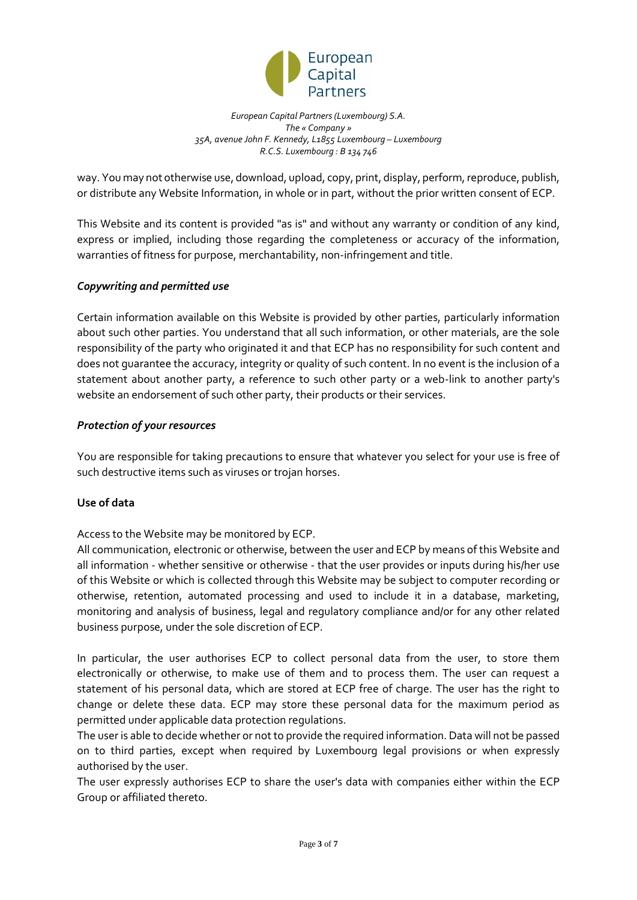way. You may not otherwise use, download, upload, copy, print, display, perform, reproduce, publish, or distribute any Website Information, in whole or in part, without the prior written consent of ECP.

This Website and its content is provided "as is" and without any warranty or condition of any kind, express or implied, including those regarding the completeness or accuracy of the information, warranties of fitness for purpose, merchantability, non-infringement and title.

***Copywriting and permitted use***

Certain information available on this Website is provided by other parties, particularly information about such other parties. You understand that all such information, or other materials, are the sole responsibility of the party who originated it and that ECP has no responsibility for such content and does not guarantee the accuracy, integrity or quality of such content. In no event is the inclusion of a statement about another party, a reference to such other party or a web-link to another party's website an endorsement of such other party, their products or their services.

***Protection of your resources***

You are responsible for taking precautions to ensure that whatever you select for your use is free of such destructive items such as viruses or trojan horses.

**Use of data**

Access to the Website may be monitored by ECP.
All communication, electronic or otherwise, between the user and ECP by means of this Website and all information - whether sensitive or otherwise - that the user provides or inputs during his/her use of this Website or which is collected through this Website may be subject to computer recording or otherwise, retention, automated processing and used to include it in a database, marketing, monitoring and analysis of business, legal and regulatory compliance and/or for any other related business purpose, under the sole discretion of ECP.

In particular, the user authorises ECP to collect personal data from the user, to store them electronically or otherwise, to make use of them and to process them. The user can request a statement of his personal data, which are stored at ECP free of charge. The user has the right to change or delete these data. ECP may store these personal data for the maximum period as permitted under applicable data protection regulations.
The user is able to decide whether or not to provide the required information. Data will not be passed on to third parties, except when required by Luxembourg legal provisions or when expressly authorised by the user.
The user expressly authorises ECP to share the user's data with companies either within the ECP Group or affiliated thereto.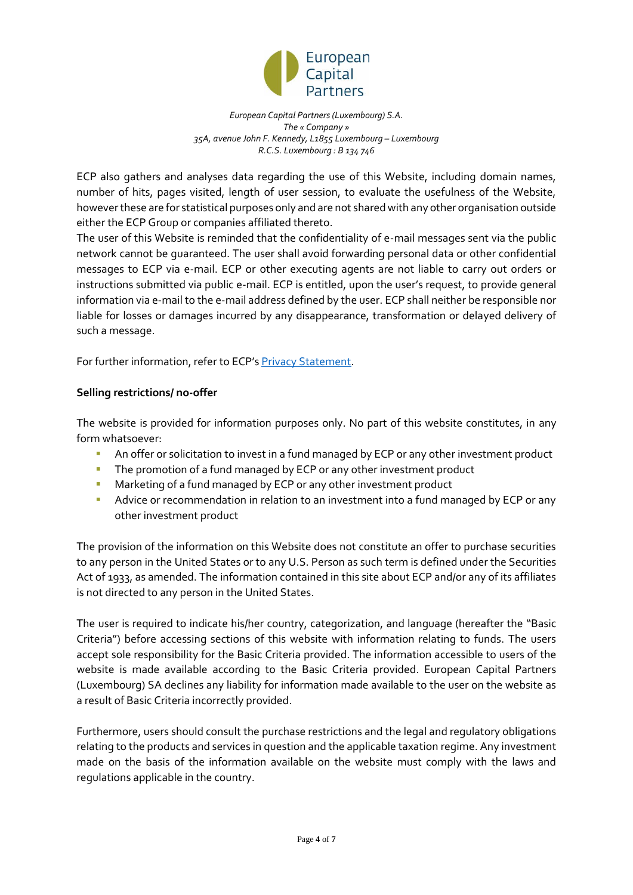ECP also gathers and analyses data regarding the use of this Website, including domain names, number of hits, pages visited, length of user session, to evaluate the usefulness of the Website, however these are for statistical purposes only and are not shared with any other organisation outside either the ECP Group or companies affiliated thereto.
The user of this Website is reminded that the confidentiality of e-mail messages sent via the public network cannot be guaranteed. The user shall avoid forwarding personal data or other confidential messages to ECP via e-mail. ECP or other executing agents are not liable to carry out orders or instructions submitted via public e-mail. ECP is entitled, upon the user's request, to provide general information via e-mail to the e-mail address defined by the user. ECP shall neither be responsible nor liable for losses or damages incurred by any disappearance, transformation or delayed delivery of such a message.

For further information, refer to ECP's Privacy Statement.

**Selling restrictions/ no-offer**

The website is provided for information purposes only. No part of this website constitutes, in any form whatsoever:

- An offer or solicitation to invest in a fund managed by ECP or any other investment product
- The promotion of a fund managed by ECP or any other investment product
- Marketing of a fund managed by ECP or any other investment product
- Advice or recommendation in relation to an investment into a fund managed by ECP or any other investment product

The provision of the information on this Website does not constitute an offer to purchase securities to any person in the United States or to any U.S. Person as such term is defined under the Securities Act of 1933, as amended. The information contained in this site about ECP and/or any of its affiliates is not directed to any person in the United States.

The user is required to indicate his/her country, categorization, and language (hereafter the "Basic Criteria") before accessing sections of this website with information relating to funds. The users accept sole responsibility for the Basic Criteria provided. The information accessible to users of the website is made available according to the Basic Criteria provided. European Capital Partners (Luxembourg) SA declines any liability for information made available to the user on the website as a result of Basic Criteria incorrectly provided.

Furthermore, users should consult the purchase restrictions and the legal and regulatory obligations relating to the products and services in question and the applicable taxation regime. Any investment made on the basis of the information available on the website must comply with the laws and regulations applicable in the country.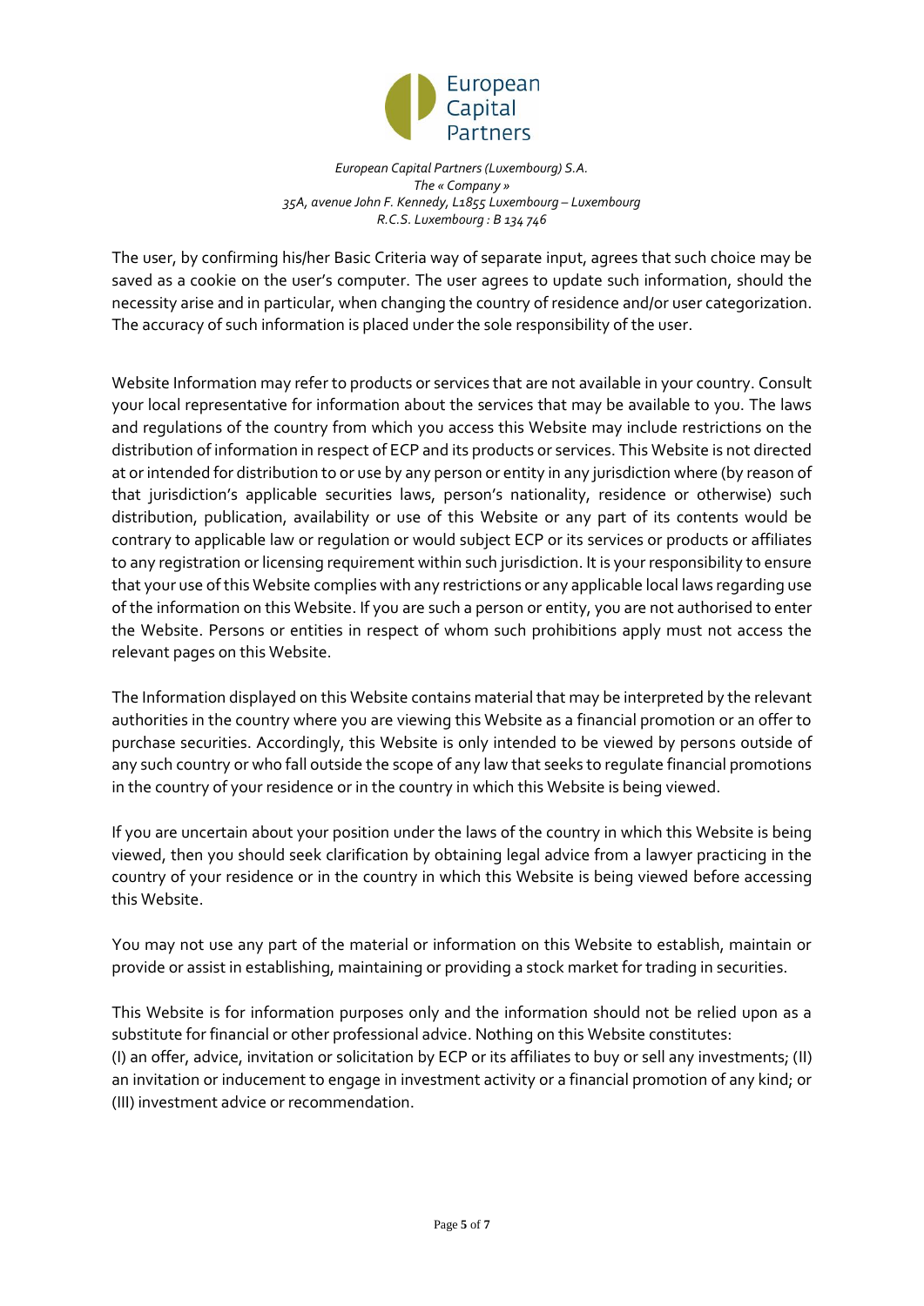*European Capital Partners (Luxembourg) S.A.*
*The « Company »*
*35A, avenue John F. Kennedy, L1855 Luxembourg – Luxembourg*
*R.C.S. Luxembourg : B 134 746*

The user, by confirming his/her Basic Criteria way of separate input, agrees that such choice may be saved as a cookie on the user's computer. The user agrees to update such information, should the necessity arise and in particular, when changing the country of residence and/or user categorization. The accuracy of such information is placed under the sole responsibility of the user.

Website Information may refer to products or services that are not available in your country. Consult your local representative for information about the services that may be available to you. The laws and regulations of the country from which you access this Website may include restrictions on the distribution of information in respect of ECP and its products or services. This Website is not directed at or intended for distribution to or use by any person or entity in any jurisdiction where (by reason of that jurisdiction's applicable securities laws, person's nationality, residence or otherwise) such distribution, publication, availability or use of this Website or any part of its contents would be contrary to applicable law or regulation or would subject ECP or its services or products or affiliates to any registration or licensing requirement within such jurisdiction. It is your responsibility to ensure that your use of this Website complies with any restrictions or any applicable local laws regarding use of the information on this Website. If you are such a person or entity, you are not authorised to enter the Website. Persons or entities in respect of whom such prohibitions apply must not access the relevant pages on this Website.

The Information displayed on this Website contains material that may be interpreted by the relevant authorities in the country where you are viewing this Website as a financial promotion or an offer to purchase securities. Accordingly, this Website is only intended to be viewed by persons outside of any such country or who fall outside the scope of any law that seeks to regulate financial promotions in the country of your residence or in the country in which this Website is being viewed.

If you are uncertain about your position under the laws of the country in which this Website is being viewed, then you should seek clarification by obtaining legal advice from a lawyer practicing in the country of your residence or in the country in which this Website is being viewed before accessing this Website.

You may not use any part of the material or information on this Website to establish, maintain or provide or assist in establishing, maintaining or providing a stock market for trading in securities.

This Website is for information purposes only and the information should not be relied upon as a substitute for financial or other professional advice. Nothing on this Website constitutes:
(I) an offer, advice, invitation or solicitation by ECP or its affiliates to buy or sell any investments; (II) an invitation or inducement to engage in investment activity or a financial promotion of any kind; or (III) investment advice or recommendation.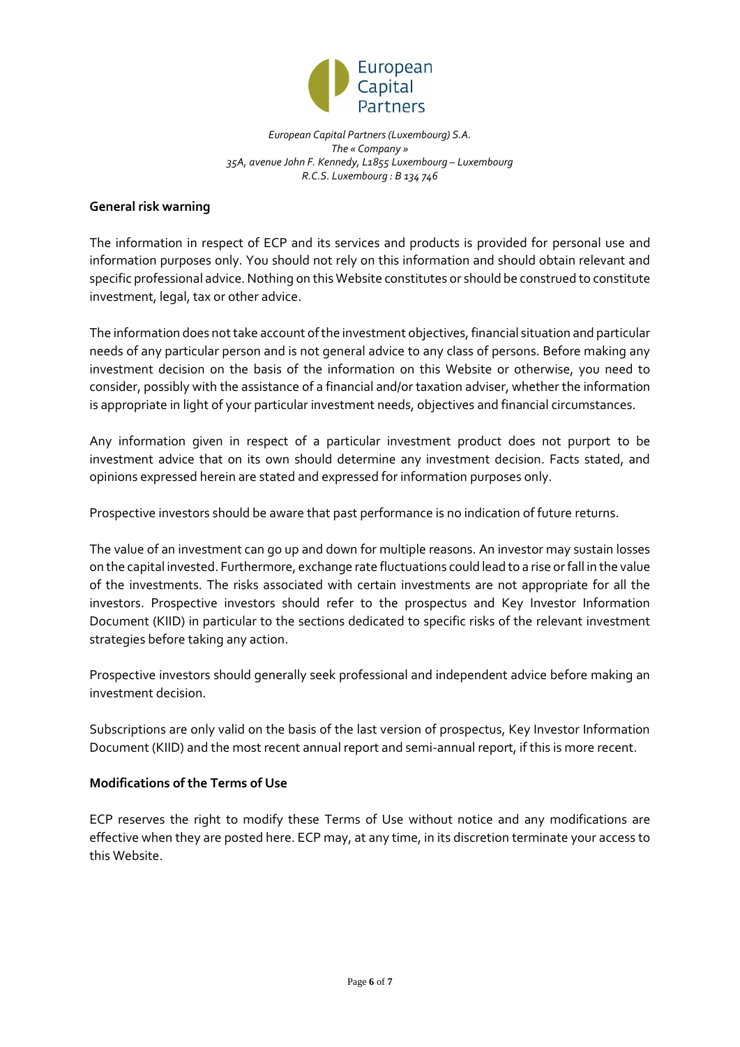*European Capital Partners (Luxembourg) S.A.*
*The « Company »*
*35A, avenue John F. Kennedy, L1855 Luxembourg – Luxembourg*
*R.C.S. Luxembourg : B 134 746*

**General risk warning**

The information in respect of ECP and its services and products is provided for personal use and information purposes only. You should not rely on this information and should obtain relevant and specific professional advice. Nothing on this Website constitutes or should be construed to constitute investment, legal, tax or other advice.

The information does not take account of the investment objectives, financial situation and particular needs of any particular person and is not general advice to any class of persons. Before making any investment decision on the basis of the information on this Website or otherwise, you need to consider, possibly with the assistance of a financial and/or taxation adviser, whether the information is appropriate in light of your particular investment needs, objectives and financial circumstances.

Any information given in respect of a particular investment product does not purport to be investment advice that on its own should determine any investment decision. Facts stated, and opinions expressed herein are stated and expressed for information purposes only.

Prospective investors should be aware that past performance is no indication of future returns.

The value of an investment can go up and down for multiple reasons. An investor may sustain losses on the capital invested. Furthermore, exchange rate fluctuations could lead to a rise or fall in the value of the investments. The risks associated with certain investments are not appropriate for all the investors. Prospective investors should refer to the prospectus and Key Investor Information Document (KIID) in particular to the sections dedicated to specific risks of the relevant investment strategies before taking any action.

Prospective investors should generally seek professional and independent advice before making an investment decision.

Subscriptions are only valid on the basis of the last version of prospectus, Key Investor Information Document (KIID) and the most recent annual report and semi-annual report, if this is more recent.

**Modifications of the Terms of Use**

ECP reserves the right to modify these Terms of Use without notice and any modifications are effective when they are posted here. ECP may, at any time, in its discretion terminate your access to this Website.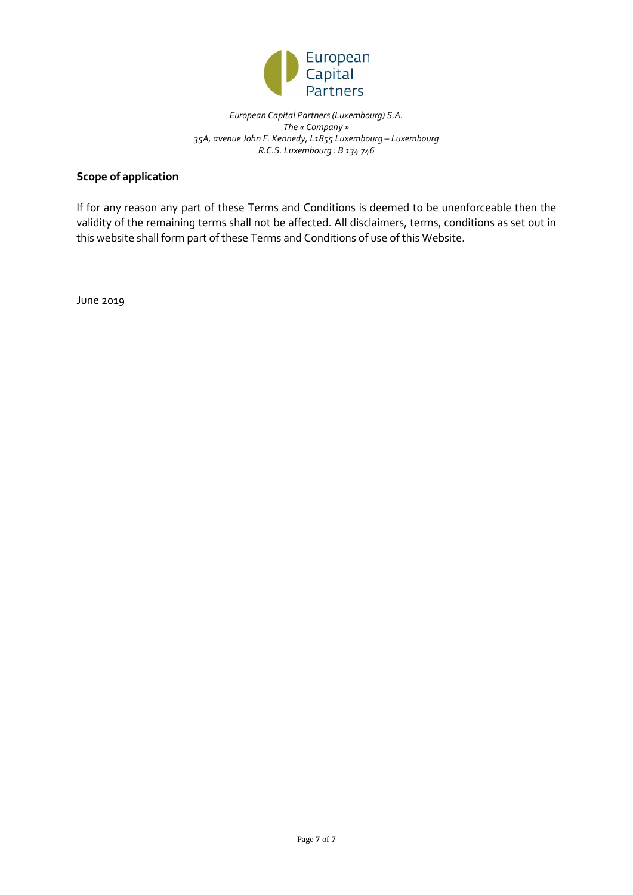*European Capital Partners (Luxembourg) S.A.*
*The « Company »*
*35A, avenue John F. Kennedy, L1855 Luxembourg – Luxembourg*
*R.C.S. Luxembourg : B 134 746*

**Scope of application**

If for any reason any part of these Terms and Conditions is deemed to be unenforceable then the validity of the remaining terms shall not be affected. All disclaimers, terms, conditions as set out in this website shall form part of these Terms and Conditions of use of this Website.

June 2019